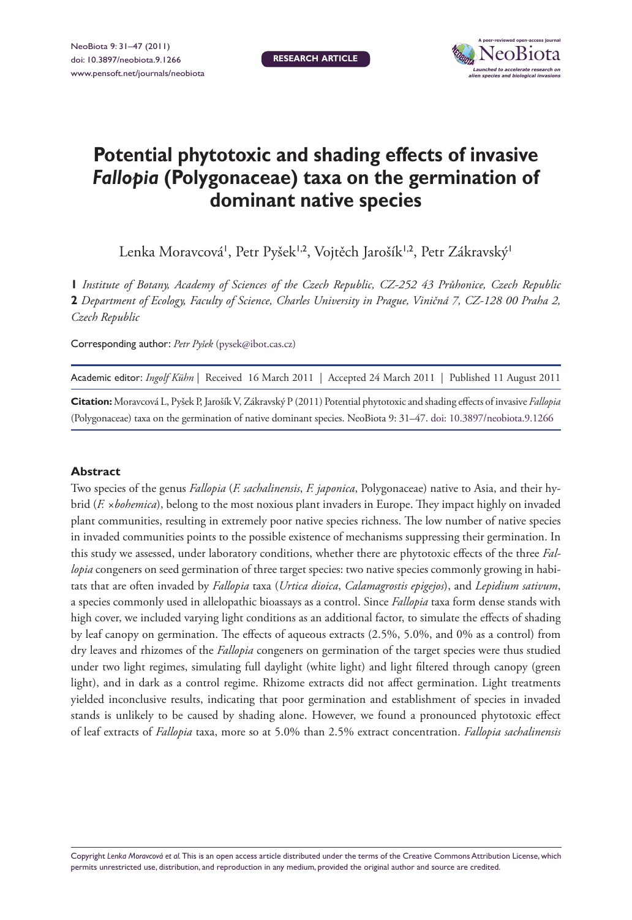# Potential phytotoxic and shading effects of invasive *Fallopia* (Polygonaceae) taxa on the germination of dominant native species

Lenka Moravcová[1], Petr Pyšek[1,2], Vojtěch Jarošík[1,2], Petr Zákravský[1]

**1** *Institute of Botany, Academy of Sciences of the Czech Republic, CZ-252 43 Průhonice, Czech Republic*
**2** *Department of Ecology, Faculty of Science, Charles University in Prague, Viničná 7, CZ-128 00 Praha 2, Czech Republic*

Corresponding author: *Petr Pyšek* (pysek@ibot.cas.cz)

Academic editor: *Ingolf Kühn* | Received 16 March 2011 | Accepted 24 March 2011 | Published 11 August 2011

**Citation:** Moravcová L, Pyšek P, Jarošík V, Zákravský P (2011) Potential phytotoxic and shading effects of invasive *Fallopia* (Polygonaceae) taxa on the germination of native dominant species. NeoBiota 9: 31–47. doi: 10.3897/neobiota.9.1266

## Abstract

Two species of the genus *Fallopia* (*F. sachalinensis*, *F. japonica*, Polygonaceae) native to Asia, and their hybrid (*F. ×bohemica*), belong to the most noxious plant invaders in Europe. They impact highly on invaded plant communities, resulting in extremely poor native species richness. The low number of native species in invaded communities points to the possible existence of mechanisms suppressing their germination. In this study we assessed, under laboratory conditions, whether there are phytotoxic effects of the three *Fallopia* congeners on seed germination of three target species: two native species commonly growing in habitats that are often invaded by *Fallopia* taxa (*Urtica dioica*, *Calamagrostis epigejos*), and *Lepidium sativum*, a species commonly used in allelopathic bioassays as a control. Since *Fallopia* taxa form dense stands with high cover, we included varying light conditions as an additional factor, to simulate the effects of shading by leaf canopy on germination. The effects of aqueous extracts (2.5%, 5.0%, and 0% as a control) from dry leaves and rhizomes of the *Fallopia* congeners on germination of the target species were thus studied under two light regimes, simulating full daylight (white light) and light filtered through canopy (green light), and in dark as a control regime. Rhizome extracts did not affect germination. Light treatments yielded inconclusive results, indicating that poor germination and establishment of species in invaded stands is unlikely to be caused by shading alone. However, we found a pronounced phytotoxic effect of leaf extracts of *Fallopia* taxa, more so at 5.0% than 2.5% extract concentration. *Fallopia sachalinensis*

Copyright *Lenka Moravcová et al.* This is an open access article distributed under the terms of the Creative Commons Attribution License, which permits unrestricted use, distribution, and reproduction in any medium, provided the original author and source are credited.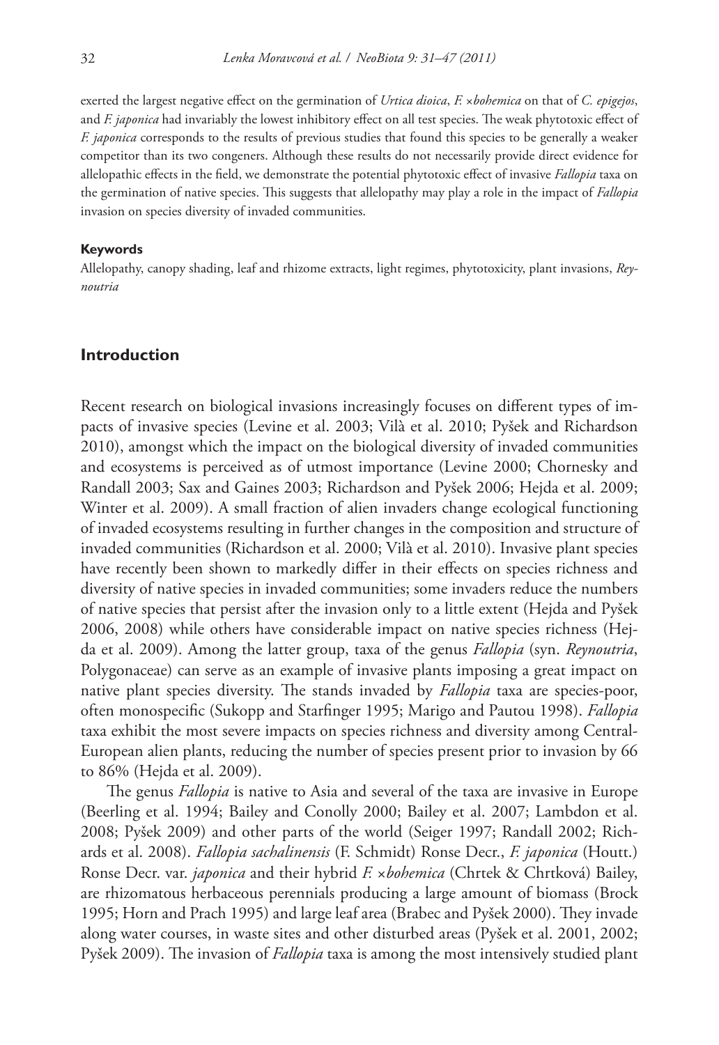exerted the largest negative effect on the germination of *Urtica dioica*, *F. ×bohemica* on that of *C. epigejos*, and *F. japonica* had invariably the lowest inhibitory effect on all test species. The weak phytotoxic effect of *F. japonica* corresponds to the results of previous studies that found this species to be generally a weaker competitor than its two congeners. Although these results do not necessarily provide direct evidence for allelopathic effects in the field, we demonstrate the potential phytotoxic effect of invasive *Fallopia* taxa on the germination of native species. This suggests that allelopathy may play a role in the impact of *Fallopia* invasion on species diversity of invaded communities.

**Keywords**

Allelopathy, canopy shading, leaf and rhizome extracts, light regimes, phytotoxicity, plant invasions, *Reynoutria*

## Introduction

Recent research on biological invasions increasingly focuses on different types of impacts of invasive species (Levine et al. 2003; Vilà et al. 2010; Pyšek and Richardson 2010), amongst which the impact on the biological diversity of invaded communities and ecosystems is perceived as of utmost importance (Levine 2000; Chornesky and Randall 2003; Sax and Gaines 2003; Richardson and Pyšek 2006; Hejda et al. 2009; Winter et al. 2009). A small fraction of alien invaders change ecological functioning of invaded ecosystems resulting in further changes in the composition and structure of invaded communities (Richardson et al. 2000; Vilà et al. 2010). Invasive plant species have recently been shown to markedly differ in their effects on species richness and diversity of native species in invaded communities; some invaders reduce the numbers of native species that persist after the invasion only to a little extent (Hejda and Pyšek 2006, 2008) while others have considerable impact on native species richness (Hejda et al. 2009). Among the latter group, taxa of the genus *Fallopia* (syn. *Reynoutria*, Polygonaceae) can serve as an example of invasive plants imposing a great impact on native plant species diversity. The stands invaded by *Fallopia* taxa are species-poor, often monospecific (Sukopp and Starfinger 1995; Marigo and Pautou 1998). *Fallopia* taxa exhibit the most severe impacts on species richness and diversity among Central-European alien plants, reducing the number of species present prior to invasion by 66 to 86% (Hejda et al. 2009).

The genus *Fallopia* is native to Asia and several of the taxa are invasive in Europe (Beerling et al. 1994; Bailey and Conolly 2000; Bailey et al. 2007; Lambdon et al. 2008; Pyšek 2009) and other parts of the world (Seiger 1997; Randall 2002; Richards et al. 2008). *Fallopia sachalinensis* (F. Schmidt) Ronse Decr., *F. japonica* (Houtt.) Ronse Decr. var. *japonica* and their hybrid *F. ×bohemica* (Chrtek & Chrtková) Bailey, are rhizomatous herbaceous perennials producing a large amount of biomass (Brock 1995; Horn and Prach 1995) and large leaf area (Brabec and Pyšek 2000). They invade along water courses, in waste sites and other disturbed areas (Pyšek et al. 2001, 2002; Pyšek 2009). The invasion of *Fallopia* taxa is among the most intensively studied plant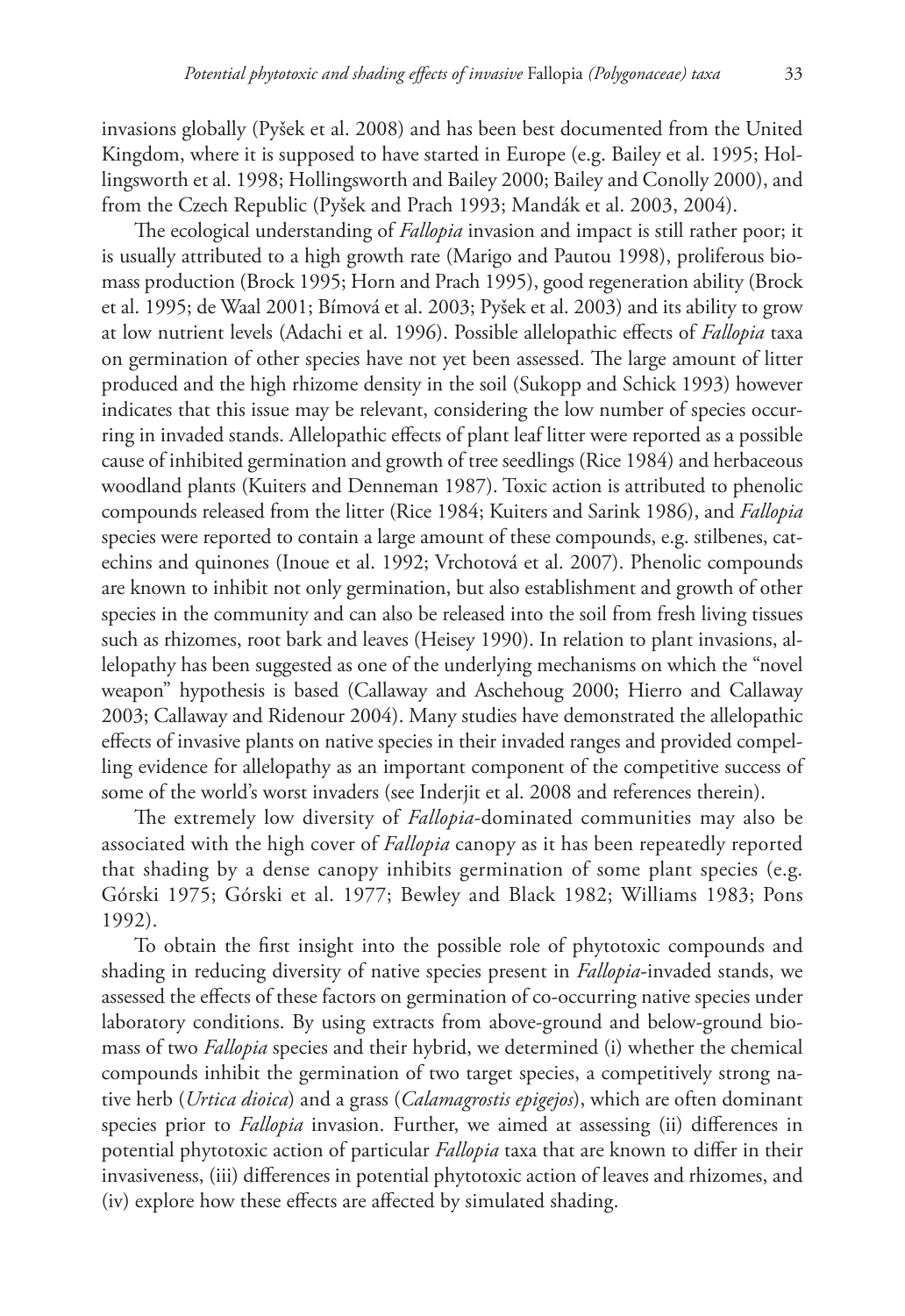invasions globally (Pyšek et al. 2008) and has been best documented from the United Kingdom, where it is supposed to have started in Europe (e.g. Bailey et al. 1995; Hollingsworth et al. 1998; Hollingsworth and Bailey 2000; Bailey and Conolly 2000), and from the Czech Republic (Pyšek and Prach 1993; Mandák et al. 2003, 2004).

The ecological understanding of *Fallopia* invasion and impact is still rather poor; it is usually attributed to a high growth rate (Marigo and Pautou 1998), proliferous biomass production (Brock 1995; Horn and Prach 1995), good regeneration ability (Brock et al. 1995; de Waal 2001; Bímová et al. 2003; Pyšek et al. 2003) and its ability to grow at low nutrient levels (Adachi et al. 1996). Possible allelopathic effects of *Fallopia* taxa on germination of other species have not yet been assessed. The large amount of litter produced and the high rhizome density in the soil (Sukopp and Schick 1993) however indicates that this issue may be relevant, considering the low number of species occurring in invaded stands. Allelopathic effects of plant leaf litter were reported as a possible cause of inhibited germination and growth of tree seedlings (Rice 1984) and herbaceous woodland plants (Kuiters and Denneman 1987). Toxic action is attributed to phenolic compounds released from the litter (Rice 1984; Kuiters and Sarink 1986), and *Fallopia* species were reported to contain a large amount of these compounds, e.g. stilbenes, catechins and quinones (Inoue et al. 1992; Vrchotová et al. 2007). Phenolic compounds are known to inhibit not only germination, but also establishment and growth of other species in the community and can also be released into the soil from fresh living tissues such as rhizomes, root bark and leaves (Heisey 1990). In relation to plant invasions, allelopathy has been suggested as one of the underlying mechanisms on which the "novel weapon" hypothesis is based (Callaway and Aschehoug 2000; Hierro and Callaway 2003; Callaway and Ridenour 2004). Many studies have demonstrated the allelopathic effects of invasive plants on native species in their invaded ranges and provided compelling evidence for allelopathy as an important component of the competitive success of some of the world's worst invaders (see Inderjit et al. 2008 and references therein).

The extremely low diversity of *Fallopia*-dominated communities may also be associated with the high cover of *Fallopia* canopy as it has been repeatedly reported that shading by a dense canopy inhibits germination of some plant species (e.g. Górski 1975; Górski et al. 1977; Bewley and Black 1982; Williams 1983; Pons 1992).

To obtain the first insight into the possible role of phytotoxic compounds and shading in reducing diversity of native species present in *Fallopia*-invaded stands, we assessed the effects of these factors on germination of co-occurring native species under laboratory conditions. By using extracts from above-ground and below-ground biomass of two *Fallopia* species and their hybrid, we determined (i) whether the chemical compounds inhibit the germination of two target species, a competitively strong native herb (*Urtica dioica*) and a grass (*Calamagrostis epigejos*), which are often dominant species prior to *Fallopia* invasion. Further, we aimed at assessing (ii) differences in potential phytotoxic action of particular *Fallopia* taxa that are known to differ in their invasiveness, (iii) differences in potential phytotoxic action of leaves and rhizomes, and (iv) explore how these effects are affected by simulated shading.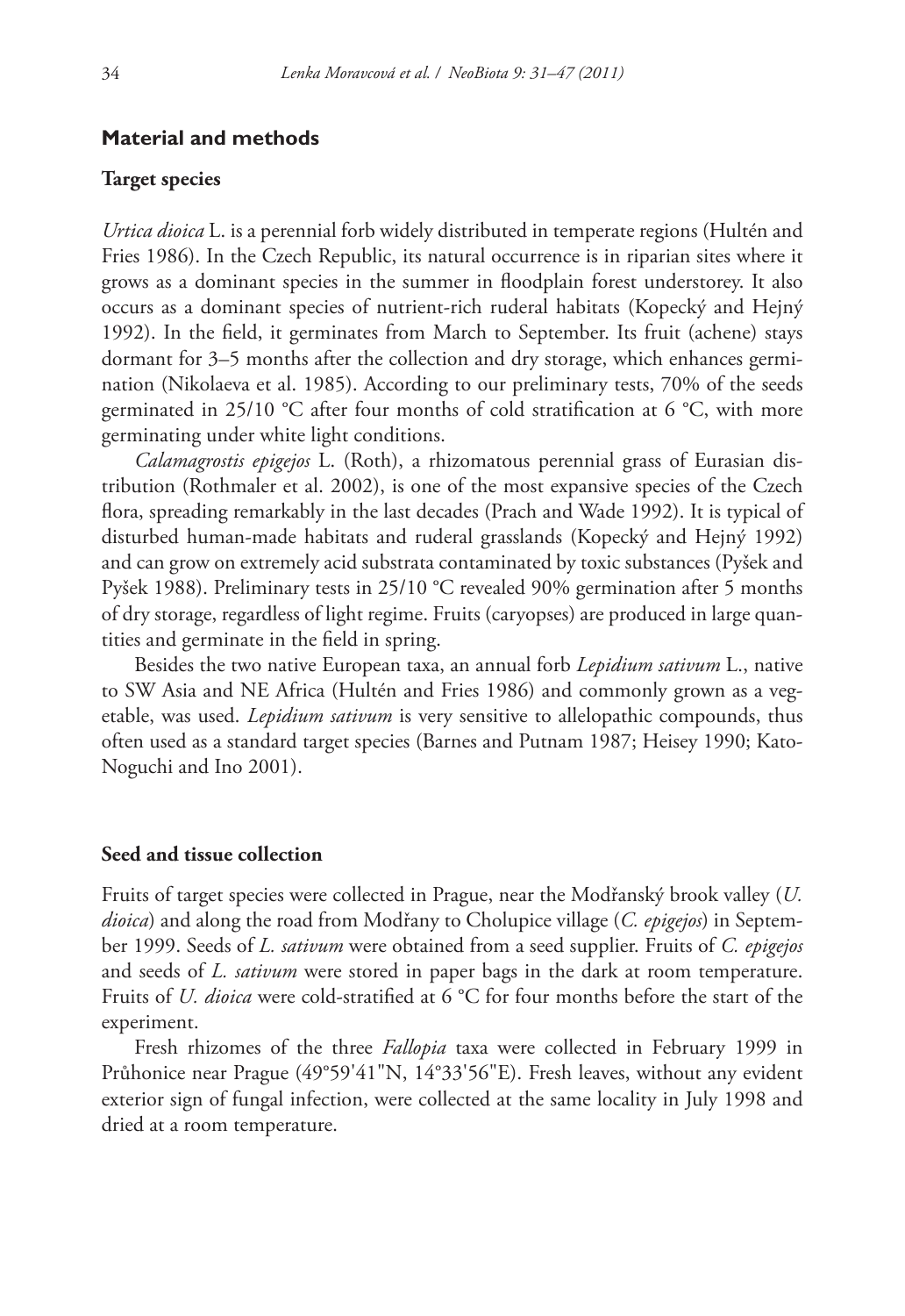## Material and methods

### Target species

*Urtica dioica* L. is a perennial forb widely distributed in temperate regions (Hultén and Fries 1986). In the Czech Republic, its natural occurrence is in riparian sites where it grows as a dominant species in the summer in floodplain forest understorey. It also occurs as a dominant species of nutrient-rich ruderal habitats (Kopecký and Hejný 1992). In the field, it germinates from March to September. Its fruit (achene) stays dormant for 3–5 months after the collection and dry storage, which enhances germination (Nikolaeva et al. 1985). According to our preliminary tests, 70% of the seeds germinated in 25/10 °C after four months of cold stratification at 6 °C, with more germinating under white light conditions.

*Calamagrostis epigejos* L. (Roth), a rhizomatous perennial grass of Eurasian distribution (Rothmaler et al. 2002), is one of the most expansive species of the Czech flora, spreading remarkably in the last decades (Prach and Wade 1992). It is typical of disturbed human-made habitats and ruderal grasslands (Kopecký and Hejný 1992) and can grow on extremely acid substrata contaminated by toxic substances (Pyšek and Pyšek 1988). Preliminary tests in 25/10 °C revealed 90% germination after 5 months of dry storage, regardless of light regime. Fruits (caryopses) are produced in large quantities and germinate in the field in spring.

Besides the two native European taxa, an annual forb *Lepidium sativum* L., native to SW Asia and NE Africa (Hultén and Fries 1986) and commonly grown as a vegetable, was used. *Lepidium sativum* is very sensitive to allelopathic compounds, thus often used as a standard target species (Barnes and Putnam 1987; Heisey 1990; Kato-Noguchi and Ino 2001).

### Seed and tissue collection

Fruits of target species were collected in Prague, near the Modřanský brook valley (*U. dioica*) and along the road from Modřany to Cholupice village (*C. epigejos*) in September 1999. Seeds of *L. sativum* were obtained from a seed supplier. Fruits of *C. epigejos* and seeds of *L. sativum* were stored in paper bags in the dark at room temperature. Fruits of *U. dioica* were cold-stratified at 6 °C for four months before the start of the experiment.

Fresh rhizomes of the three *Fallopia* taxa were collected in February 1999 in Průhonice near Prague (49°59'41"N, 14°33'56"E). Fresh leaves, without any evident exterior sign of fungal infection, were collected at the same locality in July 1998 and dried at a room temperature.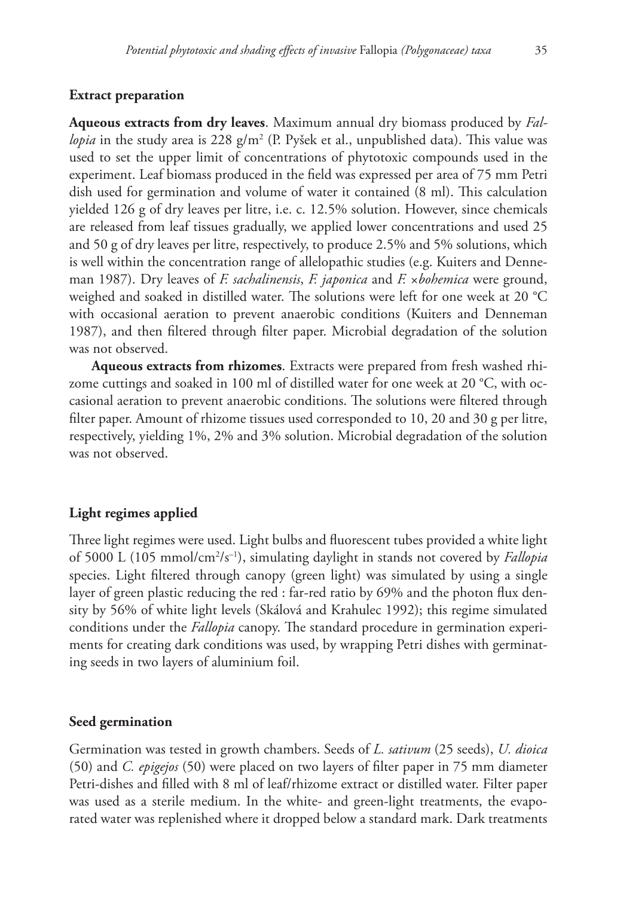## Extract preparation

**Aqueous extracts from dry leaves**. Maximum annual dry biomass produced by *Fallopia* in the study area is 228 g/m$^2$ (P. Pyšek et al., unpublished data). This value was used to set the upper limit of concentrations of phytotoxic compounds used in the experiment. Leaf biomass produced in the field was expressed per area of 75 mm Petri dish used for germination and volume of water it contained (8 ml). This calculation yielded 126 g of dry leaves per litre, i.e. c. 12.5% solution. However, since chemicals are released from leaf tissues gradually, we applied lower concentrations and used 25 and 50 g of dry leaves per litre, respectively, to produce 2.5% and 5% solutions, which is well within the concentration range of allelopathic studies (e.g. Kuiters and Denneman 1987). Dry leaves of *F. sachalinensis*, *F. japonica* and *F.* ×*bohemica* were ground, weighed and soaked in distilled water. The solutions were left for one week at 20 °C with occasional aeration to prevent anaerobic conditions (Kuiters and Denneman 1987), and then filtered through filter paper. Microbial degradation of the solution was not observed.

**Aqueous extracts from rhizomes**. Extracts were prepared from fresh washed rhizome cuttings and soaked in 100 ml of distilled water for one week at 20 °C, with occasional aeration to prevent anaerobic conditions. The solutions were filtered through filter paper. Amount of rhizome tissues used corresponded to 10, 20 and 30 g per litre, respectively, yielding 1%, 2% and 3% solution. Microbial degradation of the solution was not observed.

## Light regimes applied

Three light regimes were used. Light bulbs and fluorescent tubes provided a white light of 5000 L (105 mmol/cm$^2$/s$^{-1}$), simulating daylight in stands not covered by *Fallopia* species. Light filtered through canopy (green light) was simulated by using a single layer of green plastic reducing the red : far-red ratio by 69% and the photon flux density by 56% of white light levels (Skálová and Krahulec 1992); this regime simulated conditions under the *Fallopia* canopy. The standard procedure in germination experiments for creating dark conditions was used, by wrapping Petri dishes with germinating seeds in two layers of aluminium foil.

## Seed germination

Germination was tested in growth chambers. Seeds of *L. sativum* (25 seeds), *U. dioica* (50) and *C. epigejos* (50) were placed on two layers of filter paper in 75 mm diameter Petri-dishes and filled with 8 ml of leaf/rhizome extract or distilled water. Filter paper was used as a sterile medium. In the white- and green-light treatments, the evaporated water was replenished where it dropped below a standard mark. Dark treatments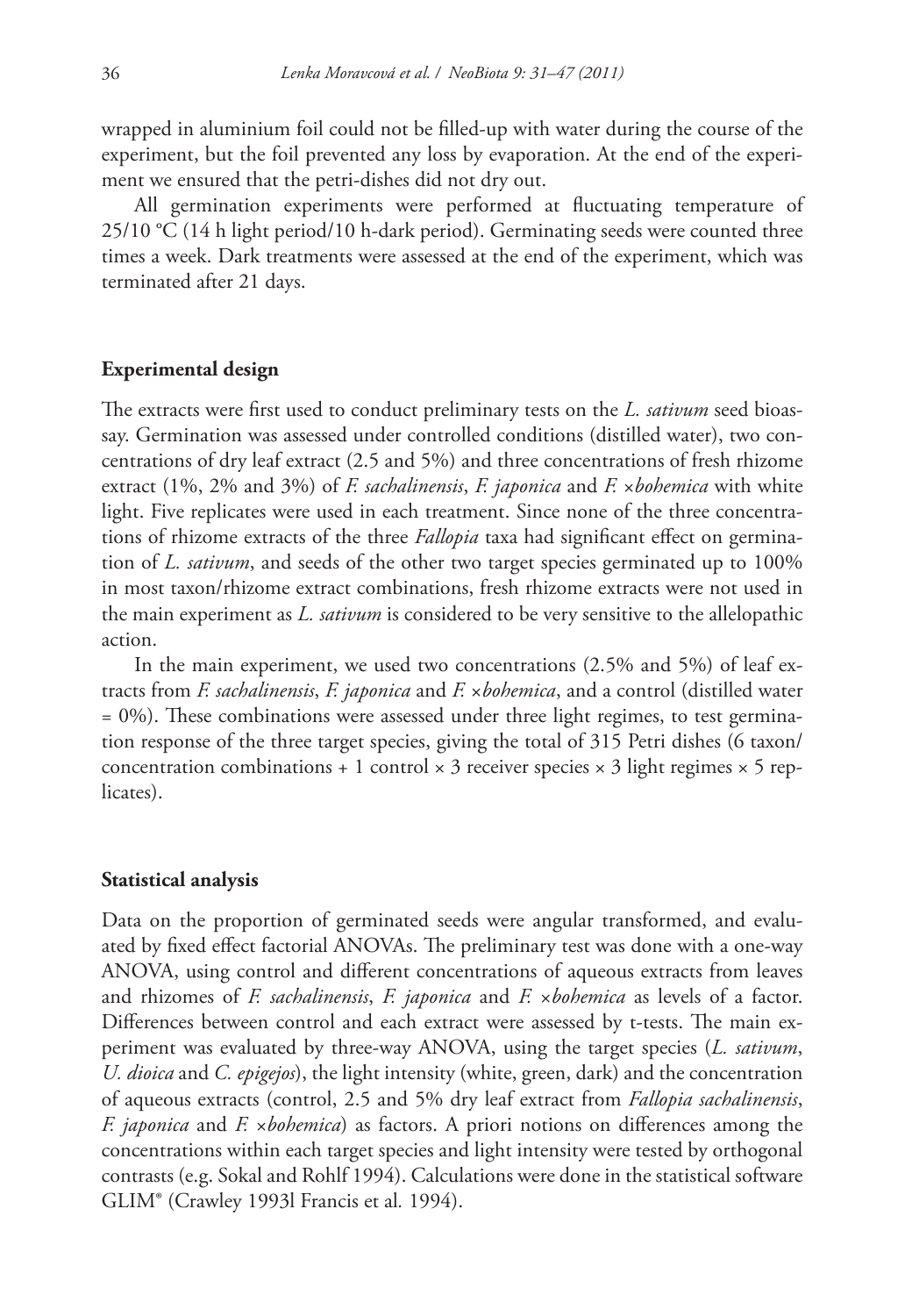wrapped in aluminium foil could not be filled-up with water during the course of the experiment, but the foil prevented any loss by evaporation. At the end of the experiment we ensured that the petri-dishes did not dry out.

All germination experiments were performed at fluctuating temperature of 25/10 °C (14 h light period/10 h-dark period). Germinating seeds were counted three times a week. Dark treatments were assessed at the end of the experiment, which was terminated after 21 days.

## Experimental design

The extracts were first used to conduct preliminary tests on the *L. sativum* seed bioassay. Germination was assessed under controlled conditions (distilled water), two concentrations of dry leaf extract (2.5 and 5%) and three concentrations of fresh rhizome extract (1%, 2% and 3%) of *F. sachalinensis*, *F. japonica* and *F. ×bohemica* with white light. Five replicates were used in each treatment. Since none of the three concentrations of rhizome extracts of the three *Fallopia* taxa had significant effect on germination of *L. sativum*, and seeds of the other two target species germinated up to 100% in most taxon/rhizome extract combinations, fresh rhizome extracts were not used in the main experiment as *L. sativum* is considered to be very sensitive to the allelopathic action.

In the main experiment, we used two concentrations (2.5% and 5%) of leaf extracts from *F. sachalinensis*, *F. japonica* and *F. ×bohemica*, and a control (distilled water = 0%). These combinations were assessed under three light regimes, to test germination response of the three target species, giving the total of 315 Petri dishes (6 taxon/concentration combinations + 1 control × 3 receiver species × 3 light regimes × 5 replicates).

## Statistical analysis

Data on the proportion of germinated seeds were angular transformed, and evaluated by fixed effect factorial ANOVAs. The preliminary test was done with a one-way ANOVA, using control and different concentrations of aqueous extracts from leaves and rhizomes of *F. sachalinensis*, *F. japonica* and *F. ×bohemica* as levels of a factor. Differences between control and each extract were assessed by t-tests. The main experiment was evaluated by three-way ANOVA, using the target species (*L. sativum*, *U. dioica* and *C. epigejos*), the light intensity (white, green, dark) and the concentration of aqueous extracts (control, 2.5 and 5% dry leaf extract from *Fallopia sachalinensis*, *F. japonica* and *F. ×bohemica*) as factors. A priori notions on differences among the concentrations within each target species and light intensity were tested by orthogonal contrasts (e.g. Sokal and Rohlf 1994). Calculations were done in the statistical software GLIM® (Crawley 1993l Francis et al*.* 1994).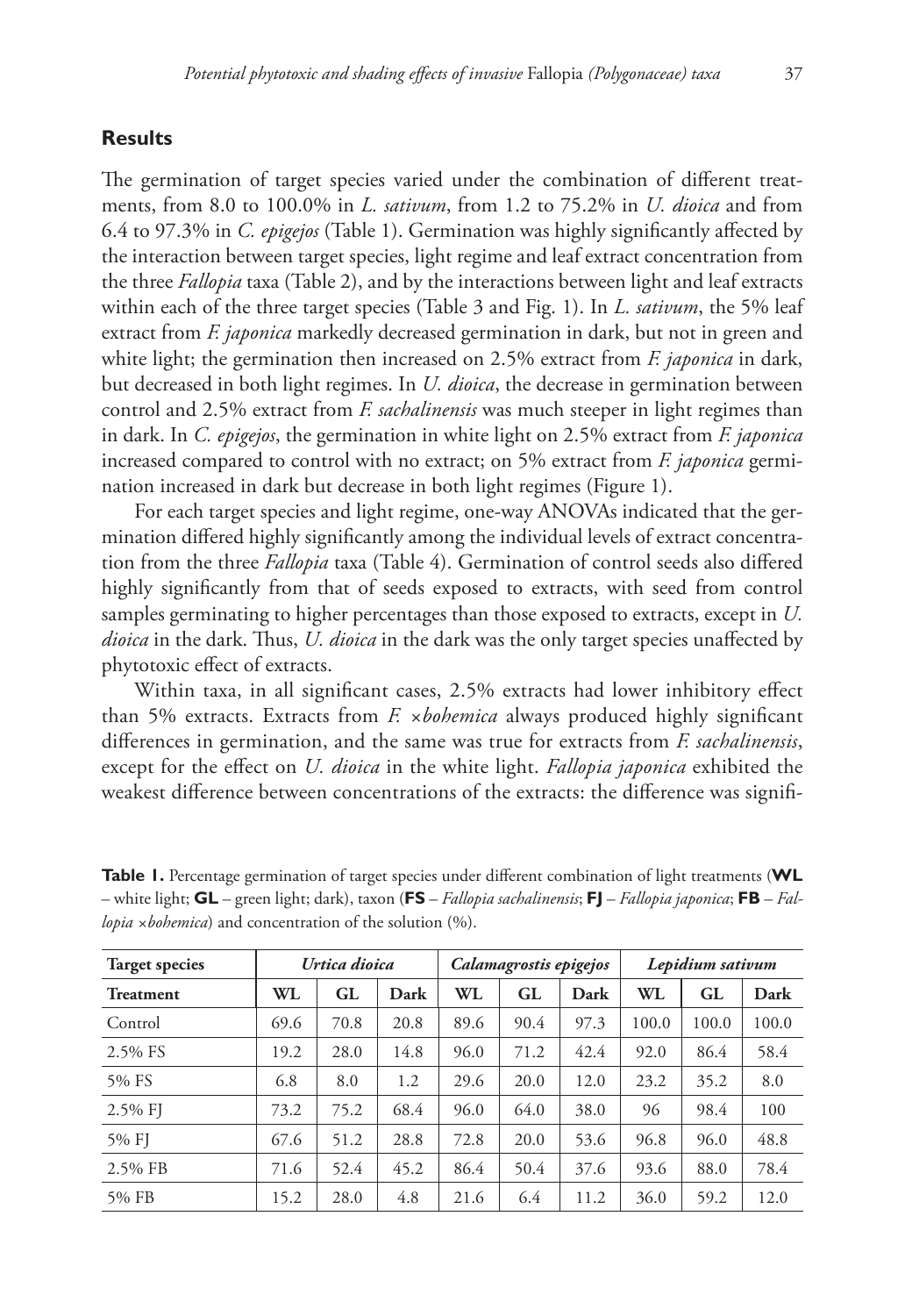## Results

The germination of target species varied under the combination of different treatments, from 8.0 to 100.0% in *L. sativum*, from 1.2 to 75.2% in *U. dioica* and from 6.4 to 97.3% in *C. epigejos* (Table 1). Germination was highly significantly affected by the interaction between target species, light regime and leaf extract concentration from the three *Fallopia* taxa (Table 2), and by the interactions between light and leaf extracts within each of the three target species (Table 3 and Fig. 1). In *L. sativum*, the 5% leaf extract from *F. japonica* markedly decreased germination in dark, but not in green and white light; the germination then increased on 2.5% extract from *F. japonica* in dark, but decreased in both light regimes. In *U. dioica*, the decrease in germination between control and 2.5% extract from *F. sachalinensis* was much steeper in light regimes than in dark. In *C. epigejos*, the germination in white light on 2.5% extract from *F. japonica* increased compared to control with no extract; on 5% extract from *F. japonica* germination increased in dark but decrease in both light regimes (Figure 1).

For each target species and light regime, one-way ANOVAs indicated that the germination differed highly significantly among the individual levels of extract concentration from the three *Fallopia* taxa (Table 4). Germination of control seeds also differed highly significantly from that of seeds exposed to extracts, with seed from control samples germinating to higher percentages than those exposed to extracts, except in *U. dioica* in the dark. Thus, *U. dioica* in the dark was the only target species unaffected by phytotoxic effect of extracts.

Within taxa, in all significant cases, 2.5% extracts had lower inhibitory effect than 5% extracts. Extracts from *F. ×bohemica* always produced highly significant differences in germination, and the same was true for extracts from *F. sachalinensis*, except for the effect on *U. dioica* in the white light. *Fallopia japonica* exhibited the weakest difference between concentrations of the extracts: the difference was signifi-

**Table 1.** Percentage germination of target species under different combination of light treatments (**WL** – white light; **GL** – green light; dark), taxon (**FS** – *Fallopia sachalinensis*; **FJ** – *Fallopia japonica*; **FB** – *Fallopia ×bohemica*) and concentration of the solution (%).

| Target species | *Urtica dioica* | | | *Calamagrostis epigejos* | | | *Lepidium sativum* | | |
|---|---|---|---|---|---|---|---|---|---|
| **Treatment** | **WL** | **GL** | **Dark** | **WL** | **GL** | **Dark** | **WL** | **GL** | **Dark** |
| Control | 69.6 | 70.8 | 20.8 | 89.6 | 90.4 | 97.3 | 100.0 | 100.0 | 100.0 |
| 2.5% FS | 19.2 | 28.0 | 14.8 | 96.0 | 71.2 | 42.4 | 92.0 | 86.4 | 58.4 |
| 5% FS | 6.8 | 8.0 | 1.2 | 29.6 | 20.0 | 12.0 | 23.2 | 35.2 | 8.0 |
| 2.5% FJ | 73.2 | 75.2 | 68.4 | 96.0 | 64.0 | 38.0 | 96 | 98.4 | 100 |
| 5% FJ | 67.6 | 51.2 | 28.8 | 72.8 | 20.0 | 53.6 | 96.8 | 96.0 | 48.8 |
| 2.5% FB | 71.6 | 52.4 | 45.2 | 86.4 | 50.4 | 37.6 | 93.6 | 88.0 | 78.4 |
| 5% FB | 15.2 | 28.0 | 4.8 | 21.6 | 6.4 | 11.2 | 36.0 | 59.2 | 12.0 |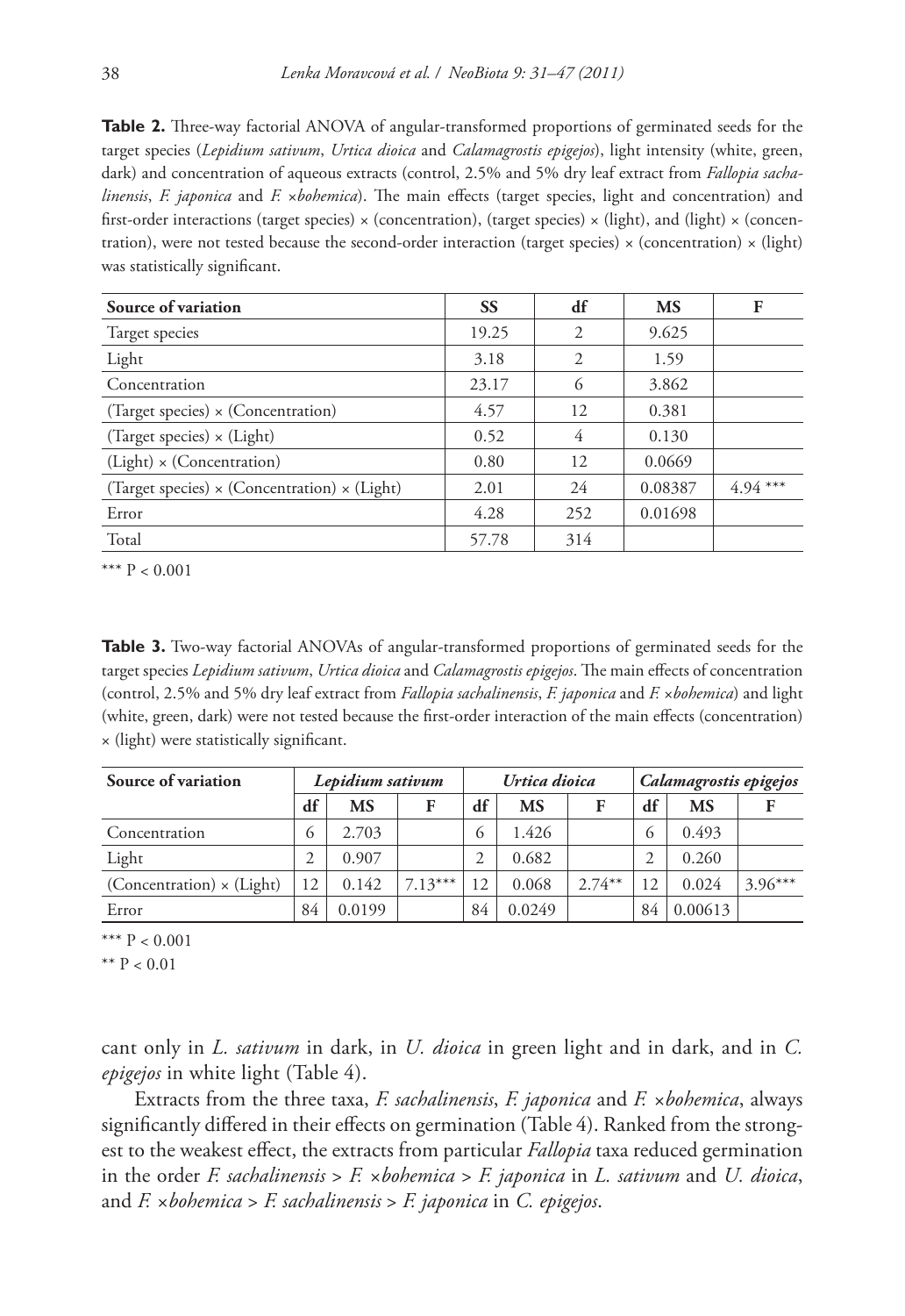**Table 2.** Three-way factorial ANOVA of angular-transformed proportions of germinated seeds for the target species (*Lepidium sativum*, *Urtica dioica* and *Calamagrostis epigejos*), light intensity (white, green, dark) and concentration of aqueous extracts (control, 2.5% and 5% dry leaf extract from *Fallopia sachalinensis*, *F. japonica* and *F. ×bohemica*). The main effects (target species, light and concentration) and first-order interactions (target species) × (concentration), (target species) × (light), and (light) × (concentration), were not tested because the second-order interaction (target species) × (concentration) × (light) was statistically significant.

| Source of variation | SS | df | MS | F |
|---|---|---|---|---|
| Target species | 19.25 | 2 | 9.625 | |
| Light | 3.18 | 2 | 1.59 | |
| Concentration | 23.17 | 6 | 3.862 | |
| (Target species) × (Concentration) | 4.57 | 12 | 0.381 | |
| (Target species) × (Light) | 0.52 | 4 | 0.130 | |
| (Light) × (Concentration) | 0.80 | 12 | 0.0669 | |
| (Target species) × (Concentration) × (Light) | 2.01 | 24 | 0.08387 | 4.94 *** |
| Error | 4.28 | 252 | 0.01698 | |
| Total | 57.78 | 314 | | |

*** $P < 0.001$

**Table 3.** Two-way factorial ANOVAs of angular-transformed proportions of germinated seeds for the target species *Lepidium sativum*, *Urtica dioica* and *Calamagrostis epigejos*. The main effects of concentration (control, 2.5% and 5% dry leaf extract from *Fallopia sachalinensis*, *F. japonica* and *F. ×bohemica*) and light (white, green, dark) were not tested because the first-order interaction of the main effects (concentration) × (light) were statistically significant.

| Source of variation | *Lepidium sativum* | | | *Urtica dioica* | | | *Calamagrostis epigejos* | | |
|---|---|---|---|---|---|---|---|---|---|
| | df | MS | F | df | MS | F | df | MS | F |
| Concentration | 6 | 2.703 | | 6 | 1.426 | | 6 | 0.493 | |
| Light | 2 | 0.907 | | 2 | 0.682 | | 2 | 0.260 | |
| (Concentration) × (Light) | 12 | 0.142 | 7.13*** | 12 | 0.068 | 2.74** | 12 | 0.024 | 3.96*** |
| Error | 84 | 0.0199 | | 84 | 0.0249 | | 84 | 0.00613 | |

*** $P < 0.001$

** $P < 0.01$

cant only in *L. sativum* in dark, in *U. dioica* in green light and in dark, and in *C. epigejos* in white light (Table 4).

Extracts from the three taxa, *F. sachalinensis*, *F. japonica* and *F. ×bohemica*, always significantly differed in their effects on germination (Table 4). Ranked from the strongest to the weakest effect, the extracts from particular *Fallopia* taxa reduced germination in the order *F. sachalinensis* > *F. ×bohemica* > *F. japonica* in *L. sativum* and *U. dioica*, and *F. ×bohemica* > *F. sachalinensis* > *F. japonica* in *C. epigejos*.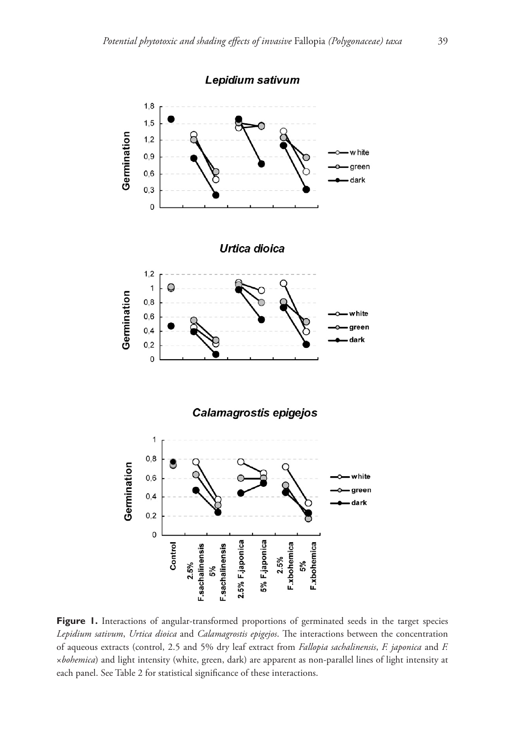**Figure 1.** Interactions of angular-transformed proportions of germinated seeds in the target species *Lepidium sativum*, *Urtica dioica* and *Calamagrostis epigejos*. The interactions between the concentration of aqueous extracts (control, 2.5 and 5% dry leaf extract from *Fallopia sachalinensis*, *F. japonica* and *F. ×bohemica*) and light intensity (white, green, dark) are apparent as non-parallel lines of light intensity at each panel. See Table 2 for statistical significance of these interactions.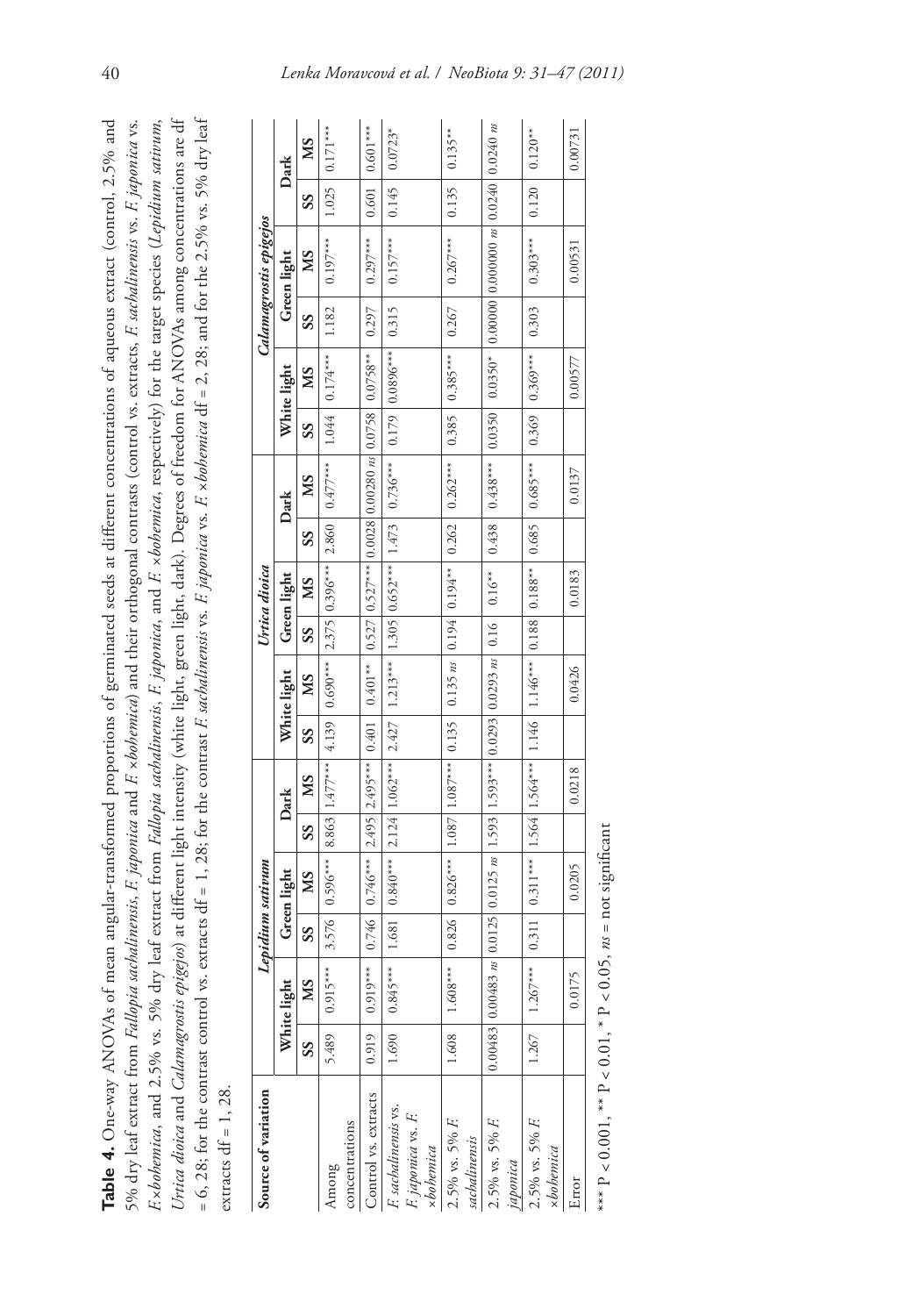**Table 4.** One-way ANOVAs of mean angular-transformed proportions of germinated seeds at different concentrations of aqueous extract (control, 2.5% and 5% dry leaf extract from *Fallopia sachalinensis*, *F. japonica* and *F. ×bohemica*) and their orthogonal contrasts (control vs. extracts, *F. sachalinensis* vs. *F. japonica* vs. *F.×bohemica*, and 2.5% vs. 5% dry leaf extract from *Fallopia sachalinensis*, *F. japonica*, and *F. ×bohemica*, respectively) for the target species (*Lepidium sativum*, *Urtica dioica* and *Calamagrostis epigejos*) at different light intensity (white light, green light, dark). Degrees of freedom for ANOVAs among concentrations are df = 6, 28; for the contrast control vs. extracts df = 1, 28; for the contrast *F. sachalinensis* vs. *F. japonica* vs. *F. ×bohemica* df = 2, 28; and for the 2.5% vs. 5% dry leaf extracts df = 1, 28.

| Source of variation | *Lepidium sativum* | | | | | | *Urtica dioica* | | | | | | *Calamagrostis epigejos* | | | | | |
|---|---|---|---|---|---|---|---|---|---|---|---|---|---|---|---|---|---|---|
| | White light | | Green light | | Dark | | White light | | Green light | | Dark | | White light | | Green light | | Dark | |
| | SS | MS | SS | MS | SS | MS | SS | MS | SS | MS | SS | MS | SS | MS | SS | MS | SS | MS |
| Among concentrations | 5.489 | 0.915*** | 3.576 | 0.596*** | 8.863 | 1.477*** | 4.139 | 0.690*** | 2.375 | 0.396*** | 2.860 | 0.477*** | 1.044 | 0.174*** | 1.182 | 0.197*** | 1.025 | 0.171*** |
| Control vs. extracts | 0.919 | 0.919*** | 0.746 | 0.746*** | 2.495 | 2.495*** | 0.401 | 0.401** | 0.527 | 0.527*** | 0.0028 | 0.00280 *ns* | 0.0758 | 0.0758** | 0.297 | 0.297*** | 0.601 | 0.601*** |
| *F. sachalinensis* vs. *F. japonica* vs. *F. ×bohemica* | 1.690 | 0.845*** | 1.681 | 0.840*** | 2.124 | 1.062*** | 2.427 | 1.213*** | 1.305 | 0.652*** | 1.473 | 0.736*** | 0.179 | 0.0896*** | 0.315 | 0.157*** | 0.145 | 0.0723* |
| 2.5% vs. 5% *F. sachalinensis* | 1.608 | 1.608*** | 0.826 | 0.826*** | 1.087 | 1.087*** | 0.135 | 0.135 *ns* | 0.194 | 0.194** | 0.262 | 0.262*** | 0.385 | 0.385*** | 0.267 | 0.267*** | 0.135 | 0.135** |
| 2.5% vs. 5% *F. japonica* | 0.00483 | 0.00483 *ns* | 0.0125 | 0.0125 *ns* | 1.593 | 1.593*** | 0.0293 | 0.0293 *ns* | 0.16 | 0.16** | 0.438 | 0.438*** | 0.0350 | 0.0350* | 0.00000 | 0.000000 *ns* | 0.0240 | 0.0240 *ns* |
| 2.5% vs. 5% *F. ×bohemica* | 1.267 | 1.267*** | 0.311 | 0.311*** | 1.564 | 1.564*** | 1.146 | 1.146*** | 0.188 | 0.188** | 0.685 | 0.685*** | 0.369 | 0.369*** | 0.303 | 0.303*** | 0.120 | 0.120** |
| Error | | 0.0175 | | 0.0205 | | 0.0218 | | 0.0426 | | 0.0183 | | 0.0137 | | 0.00577 | | 0.00531 | | 0.00731 |

*** P < 0.001, ** P < 0.01, * P < 0.05, *ns* = not significant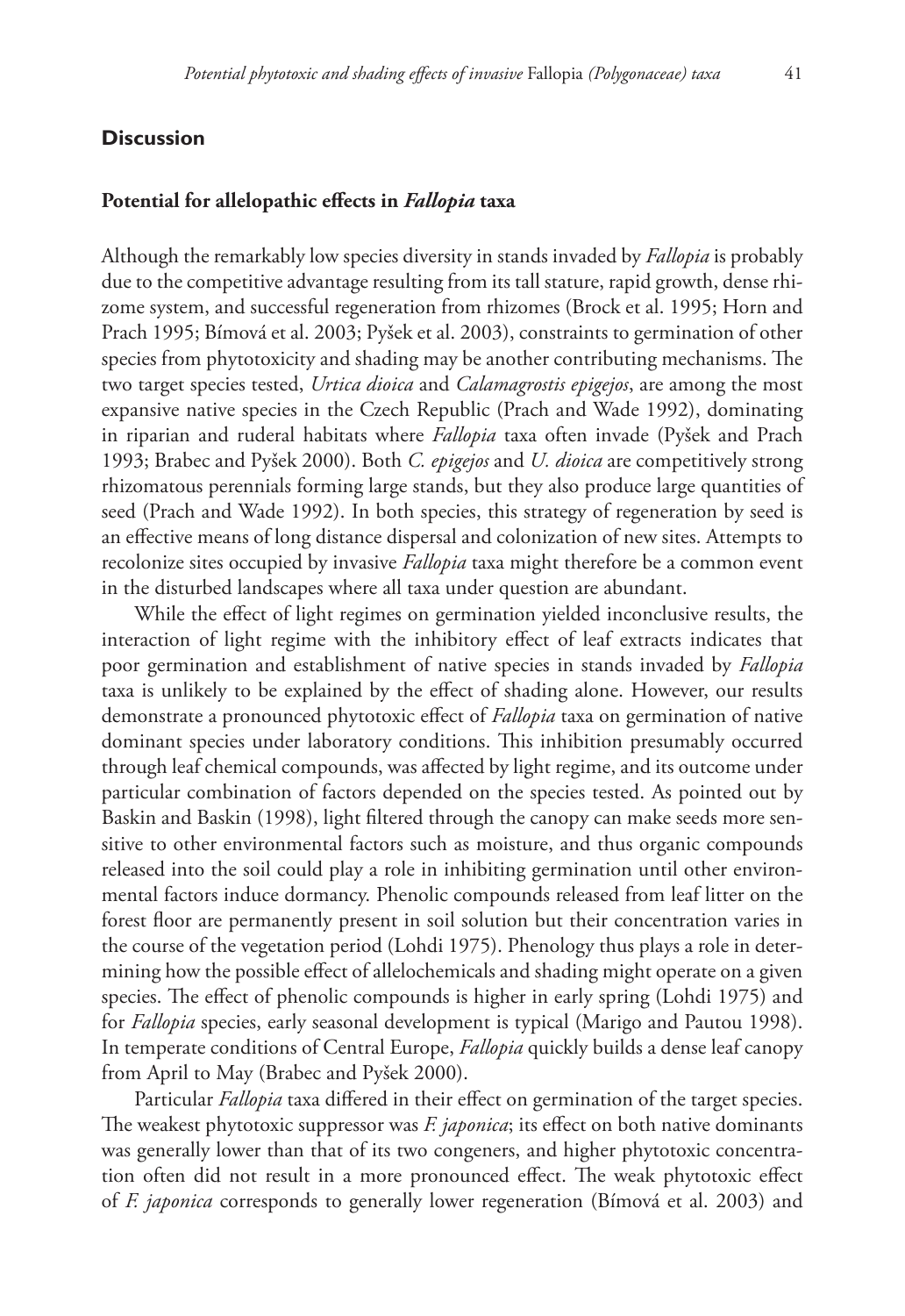## Discussion

### Potential for allelopathic effects in *Fallopia* taxa

Although the remarkably low species diversity in stands invaded by *Fallopia* is probably due to the competitive advantage resulting from its tall stature, rapid growth, dense rhizome system, and successful regeneration from rhizomes (Brock et al. 1995; Horn and Prach 1995; Bímová et al. 2003; Pyšek et al. 2003), constraints to germination of other species from phytotoxicity and shading may be another contributing mechanisms. The two target species tested, *Urtica dioica* and *Calamagrostis epigejos*, are among the most expansive native species in the Czech Republic (Prach and Wade 1992), dominating in riparian and ruderal habitats where *Fallopia* taxa often invade (Pyšek and Prach 1993; Brabec and Pyšek 2000). Both *C. epigejos* and *U. dioica* are competitively strong rhizomatous perennials forming large stands, but they also produce large quantities of seed (Prach and Wade 1992). In both species, this strategy of regeneration by seed is an effective means of long distance dispersal and colonization of new sites. Attempts to recolonize sites occupied by invasive *Fallopia* taxa might therefore be a common event in the disturbed landscapes where all taxa under question are abundant.

While the effect of light regimes on germination yielded inconclusive results, the interaction of light regime with the inhibitory effect of leaf extracts indicates that poor germination and establishment of native species in stands invaded by *Fallopia* taxa is unlikely to be explained by the effect of shading alone. However, our results demonstrate a pronounced phytotoxic effect of *Fallopia* taxa on germination of native dominant species under laboratory conditions. This inhibition presumably occurred through leaf chemical compounds, was affected by light regime, and its outcome under particular combination of factors depended on the species tested. As pointed out by Baskin and Baskin (1998), light filtered through the canopy can make seeds more sensitive to other environmental factors such as moisture, and thus organic compounds released into the soil could play a role in inhibiting germination until other environmental factors induce dormancy. Phenolic compounds released from leaf litter on the forest floor are permanently present in soil solution but their concentration varies in the course of the vegetation period (Lohdi 1975). Phenology thus plays a role in determining how the possible effect of allelochemicals and shading might operate on a given species. The effect of phenolic compounds is higher in early spring (Lohdi 1975) and for *Fallopia* species, early seasonal development is typical (Marigo and Pautou 1998). In temperate conditions of Central Europe, *Fallopia* quickly builds a dense leaf canopy from April to May (Brabec and Pyšek 2000).

Particular *Fallopia* taxa differed in their effect on germination of the target species. The weakest phytotoxic suppressor was *F. japonica*; its effect on both native dominants was generally lower than that of its two congeners, and higher phytotoxic concentration often did not result in a more pronounced effect. The weak phytotoxic effect of *F. japonica* corresponds to generally lower regeneration (Bímová et al. 2003) and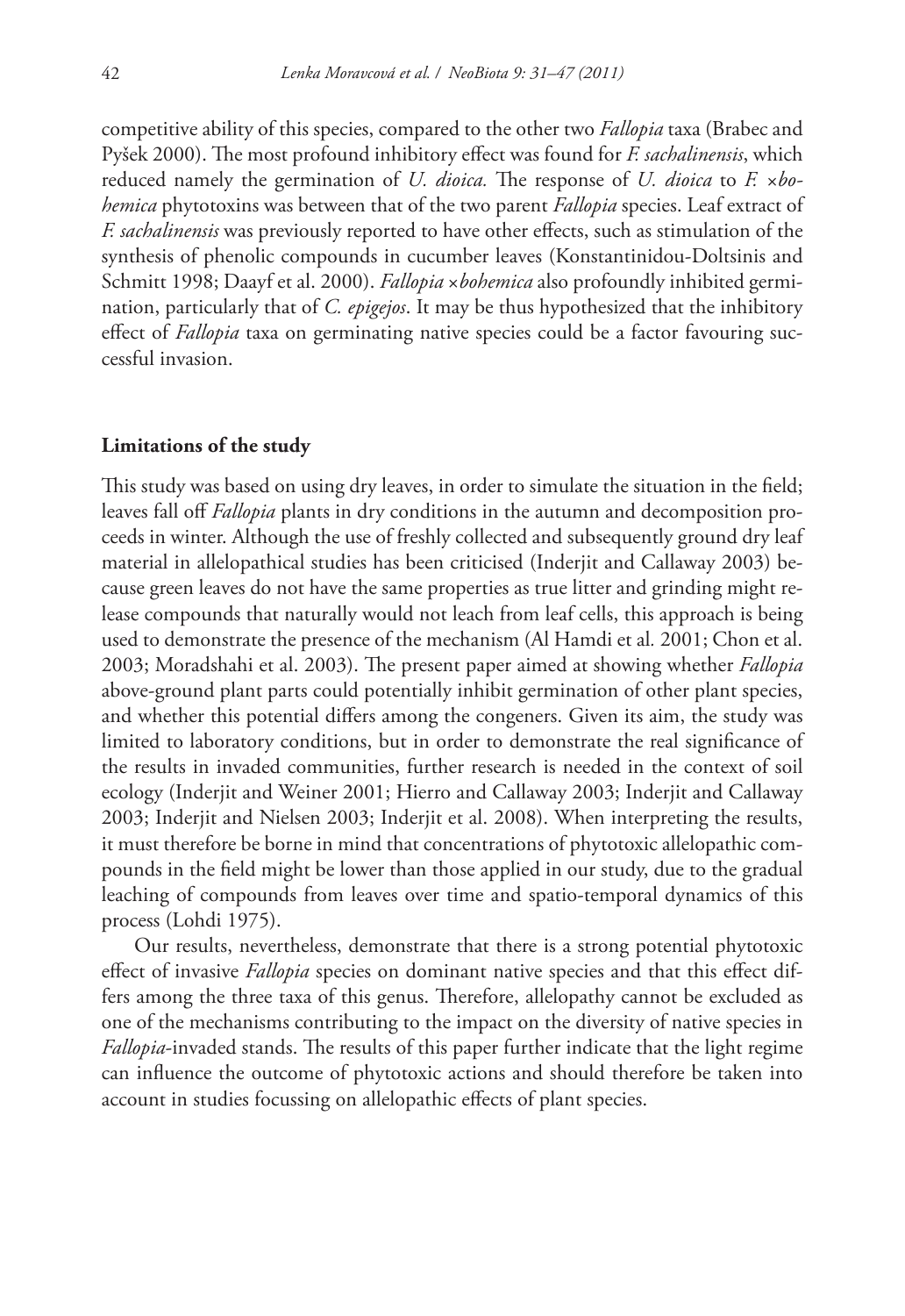competitive ability of this species, compared to the other two *Fallopia* taxa (Brabec and Pyšek 2000). The most profound inhibitory effect was found for *F. sachalinensis*, which reduced namely the germination of *U. dioica.* The response of *U. dioica* to *F.* ×*bohemica* phytotoxins was between that of the two parent *Fallopia* species. Leaf extract of *F. sachalinensis* was previously reported to have other effects, such as stimulation of the synthesis of phenolic compounds in cucumber leaves (Konstantinidou-Doltsinis and Schmitt 1998; Daayf et al. 2000). *Fallopia* ×*bohemica* also profoundly inhibited germination, particularly that of *C. epigejos*. It may be thus hypothesized that the inhibitory effect of *Fallopia* taxa on germinating native species could be a factor favouring successful invasion.

### Limitations of the study

This study was based on using dry leaves, in order to simulate the situation in the field; leaves fall off *Fallopia* plants in dry conditions in the autumn and decomposition proceeds in winter. Although the use of freshly collected and subsequently ground dry leaf material in allelopathical studies has been criticised (Inderjit and Callaway 2003) because green leaves do not have the same properties as true litter and grinding might release compounds that naturally would not leach from leaf cells, this approach is being used to demonstrate the presence of the mechanism (Al Hamdi et al. 2001; Chon et al. 2003; Moradshahi et al. 2003). The present paper aimed at showing whether *Fallopia* above-ground plant parts could potentially inhibit germination of other plant species, and whether this potential differs among the congeners. Given its aim, the study was limited to laboratory conditions, but in order to demonstrate the real significance of the results in invaded communities, further research is needed in the context of soil ecology (Inderjit and Weiner 2001; Hierro and Callaway 2003; Inderjit and Callaway 2003; Inderjit and Nielsen 2003; Inderjit et al. 2008). When interpreting the results, it must therefore be borne in mind that concentrations of phytotoxic allelopathic compounds in the field might be lower than those applied in our study, due to the gradual leaching of compounds from leaves over time and spatio-temporal dynamics of this process (Lohdi 1975).

Our results, nevertheless, demonstrate that there is a strong potential phytotoxic effect of invasive *Fallopia* species on dominant native species and that this effect differs among the three taxa of this genus. Therefore, allelopathy cannot be excluded as one of the mechanisms contributing to the impact on the diversity of native species in *Fallopia*-invaded stands. The results of this paper further indicate that the light regime can influence the outcome of phytotoxic actions and should therefore be taken into account in studies focussing on allelopathic effects of plant species.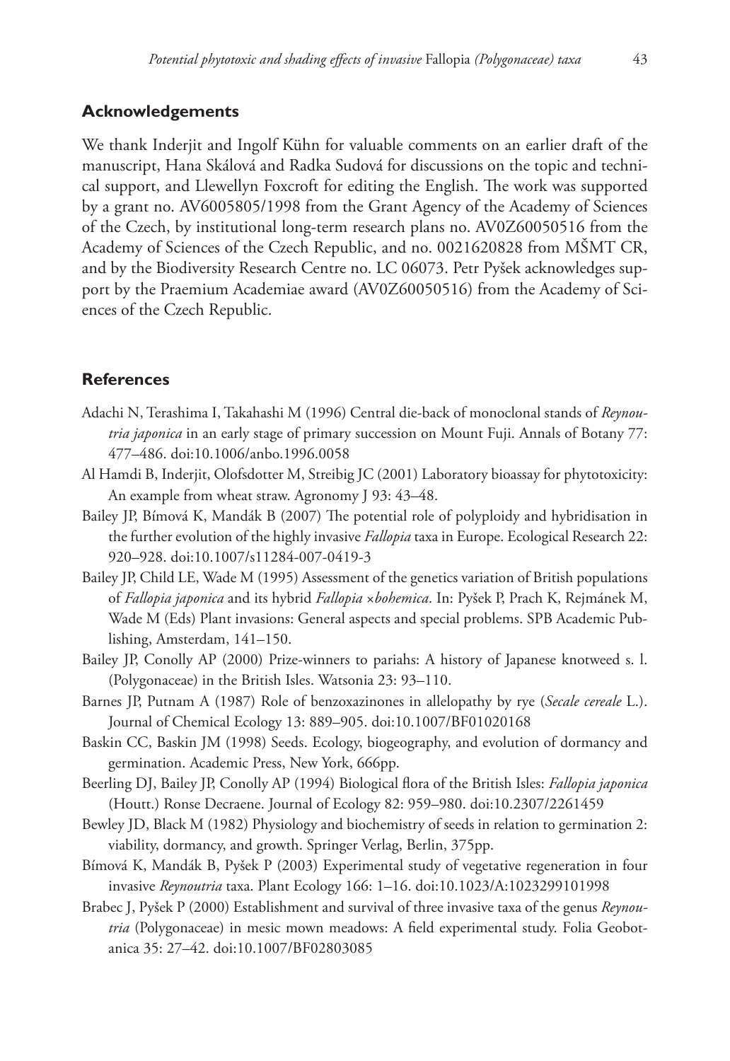## Acknowledgements

We thank Inderjit and Ingolf Kühn for valuable comments on an earlier draft of the manuscript, Hana Skálová and Radka Sudová for discussions on the topic and technical support, and Llewellyn Foxcroft for editing the English. The work was supported by a grant no. AV6005805/1998 from the Grant Agency of the Academy of Sciences of the Czech, by institutional long-term research plans no. AV0Z60050516 from the Academy of Sciences of the Czech Republic, and no. 0021620828 from MŠMT CR, and by the Biodiversity Research Centre no. LC 06073. Petr Pyšek acknowledges support by the Praemium Academiae award (AV0Z60050516) from the Academy of Sciences of the Czech Republic.

## References

Adachi N, Terashima I, Takahashi M (1996) Central die-back of monoclonal stands of *Reynoutria japonica* in an early stage of primary succession on Mount Fuji. Annals of Botany 77: 477–486. doi:10.1006/anbo.1996.0058

Al Hamdi B, Inderjit, Olofsdotter M, Streibig JC (2001) Laboratory bioassay for phytotoxicity: An example from wheat straw. Agronomy J 93: 43–48.

Bailey JP, Bímová K, Mandák B (2007) The potential role of polyploidy and hybridisation in the further evolution of the highly invasive *Fallopia* taxa in Europe. Ecological Research 22: 920–928. doi:10.1007/s11284-007-0419-3

Bailey JP, Child LE, Wade M (1995) Assessment of the genetics variation of British populations of *Fallopia japonica* and its hybrid *Fallopia ×bohemica*. In: Pyšek P, Prach K, Rejmánek M, Wade M (Eds) Plant invasions: General aspects and special problems. SPB Academic Publishing, Amsterdam, 141–150.

Bailey JP, Conolly AP (2000) Prize-winners to pariahs: A history of Japanese knotweed s. l. (Polygonaceae) in the British Isles. Watsonia 23: 93–110.

Barnes JP, Putnam A (1987) Role of benzoxazinones in allelopathy by rye (*Secale cereale* L.). Journal of Chemical Ecology 13: 889–905. doi:10.1007/BF01020168

Baskin CC, Baskin JM (1998) Seeds. Ecology, biogeography, and evolution of dormancy and germination. Academic Press, New York, 666pp.

Beerling DJ, Bailey JP, Conolly AP (1994) Biological flora of the British Isles: *Fallopia japonica* (Houtt.) Ronse Decraene. Journal of Ecology 82: 959–980. doi:10.2307/2261459

Bewley JD, Black M (1982) Physiology and biochemistry of seeds in relation to germination 2: viability, dormancy, and growth. Springer Verlag, Berlin, 375pp.

Bímová K, Mandák B, Pyšek P (2003) Experimental study of vegetative regeneration in four invasive *Reynoutria* taxa. Plant Ecology 166: 1–16. doi:10.1023/A:1023299101998

Brabec J, Pyšek P (2000) Establishment and survival of three invasive taxa of the genus *Reynoutria* (Polygonaceae) in mesic mown meadows: A field experimental study. Folia Geobotanica 35: 27–42. doi:10.1007/BF02803085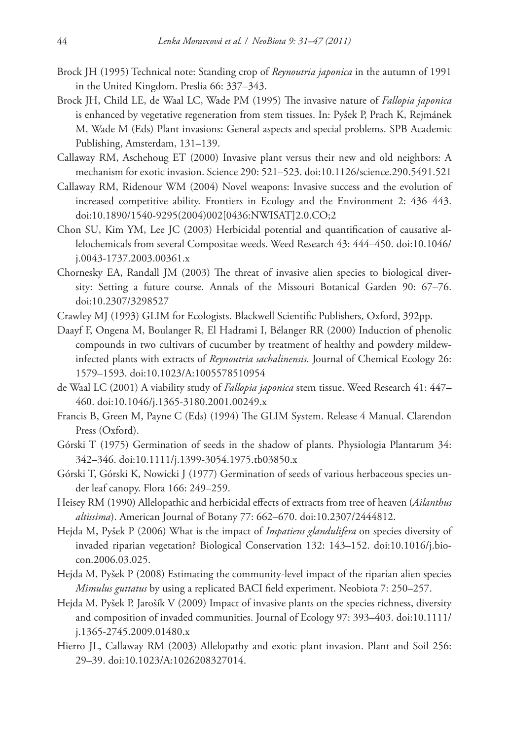Brock JH (1995) Technical note: Standing crop of *Reynoutria japonica* in the autumn of 1991 in the United Kingdom. Preslia 66: 337–343.

Brock JH, Child LE, de Waal LC, Wade PM (1995) The invasive nature of *Fallopia japonica* is enhanced by vegetative regeneration from stem tissues. In: Pyšek P, Prach K, Rejmánek M, Wade M (Eds) Plant invasions: General aspects and special problems. SPB Academic Publishing, Amsterdam, 131–139.

Callaway RM, Aschehoug ET (2000) Invasive plant versus their new and old neighbors: A mechanism for exotic invasion. Science 290: 521–523. doi:10.1126/science.290.5491.521

Callaway RM, Ridenour WM (2004) Novel weapons: Invasive success and the evolution of increased competitive ability. Frontiers in Ecology and the Environment 2: 436–443. doi:10.1890/1540-9295(2004)002[0436:NWISAT]2.0.CO;2

Chon SU, Kim YM, Lee JC (2003) Herbicidal potential and quantification of causative allelochemicals from several Compositae weeds. Weed Research 43: 444–450. doi:10.1046/j.0043-1737.2003.00361.x

Chornesky EA, Randall JM (2003) The threat of invasive alien species to biological diversity: Setting a future course. Annals of the Missouri Botanical Garden 90: 67–76. doi:10.2307/3298527

Crawley MJ (1993) GLIM for Ecologists. Blackwell Scientific Publishers, Oxford, 392pp.

Daayf F, Ongena M, Boulanger R, El Hadrami I, Bélanger RR (2000) Induction of phenolic compounds in two cultivars of cucumber by treatment of healthy and powdery mildew-infected plants with extracts of *Reynoutria sachalinensis*. Journal of Chemical Ecology 26: 1579–1593. doi:10.1023/A:1005578510954

de Waal LC (2001) A viability study of *Fallopia japonica* stem tissue. Weed Research 41: 447–460. doi:10.1046/j.1365-3180.2001.00249.x

Francis B, Green M, Payne C (Eds) (1994) The GLIM System. Release 4 Manual. Clarendon Press (Oxford).

Górski T (1975) Germination of seeds in the shadow of plants. Physiologia Plantarum 34: 342–346. doi:10.1111/j.1399-3054.1975.tb03850.x

Górski T, Górski K, Nowicki J (1977) Germination of seeds of various herbaceous species under leaf canopy. Flora 166: 249–259.

Heisey RM (1990) Allelopathic and herbicidal effects of extracts from tree of heaven (*Ailanthus altissima*). American Journal of Botany 77: 662–670. doi:10.2307/2444812.

Hejda M, Pyšek P (2006) What is the impact of *Impatiens glandulifera* on species diversity of invaded riparian vegetation? Biological Conservation 132: 143–152. doi:10.1016/j.biocon.2006.03.025.

Hejda M, Pyšek P (2008) Estimating the community-level impact of the riparian alien species *Mimulus guttatus* by using a replicated BACI field experiment. Neobiota 7: 250–257.

Hejda M, Pyšek P, Jarošík V (2009) Impact of invasive plants on the species richness, diversity and composition of invaded communities. Journal of Ecology 97: 393–403. doi:10.1111/j.1365-2745.2009.01480.x

Hierro JL, Callaway RM (2003) Allelopathy and exotic plant invasion. Plant and Soil 256: 29–39. doi:10.1023/A:1026208327014.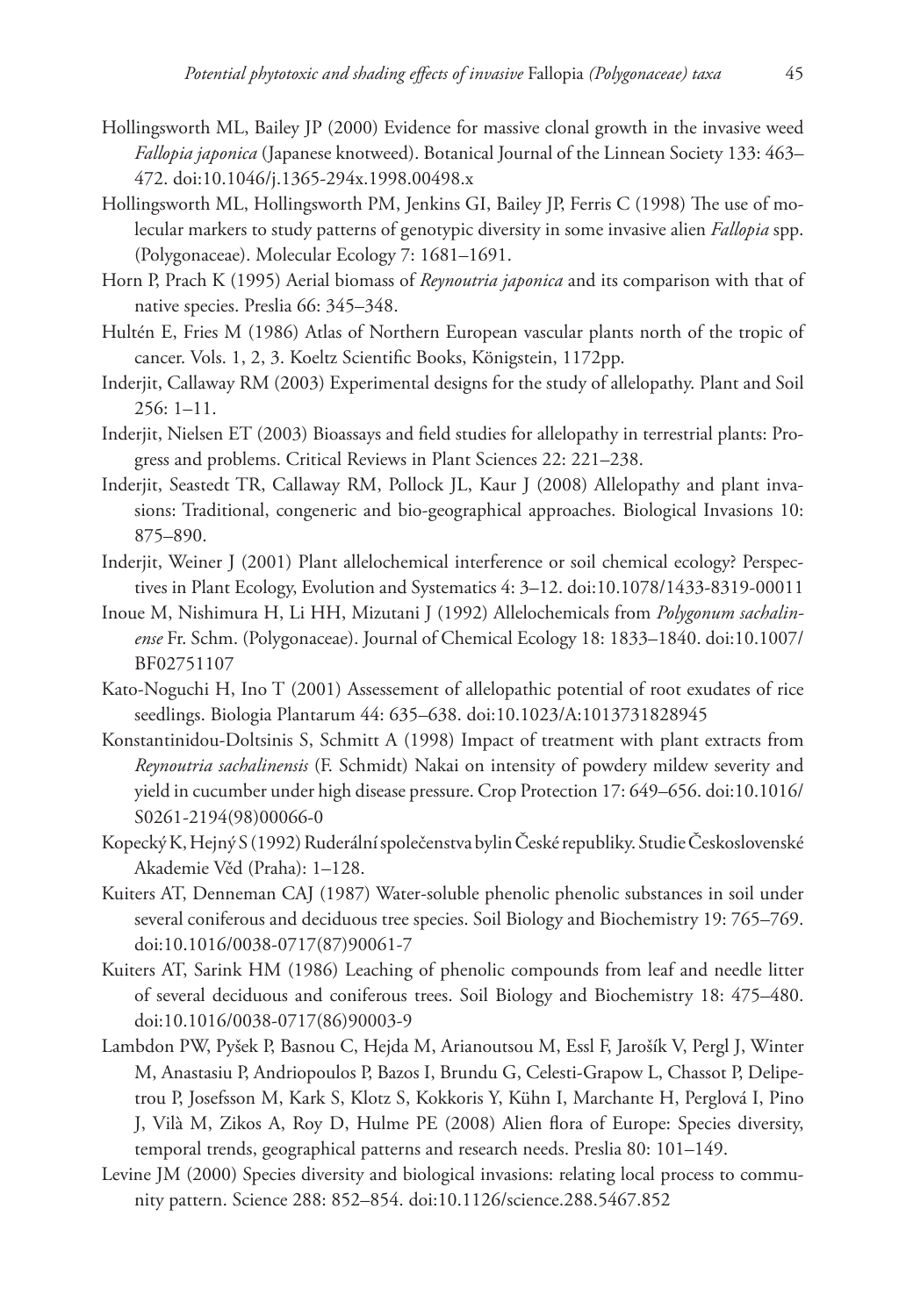Hollingsworth ML, Bailey JP (2000) Evidence for massive clonal growth in the invasive weed *Fallopia japonica* (Japanese knotweed). Botanical Journal of the Linnean Society 133: 463–472. doi:10.1046/j.1365-294x.1998.00498.x

Hollingsworth ML, Hollingsworth PM, Jenkins GI, Bailey JP, Ferris C (1998) The use of molecular markers to study patterns of genotypic diversity in some invasive alien *Fallopia* spp. (Polygonaceae). Molecular Ecology 7: 1681–1691.

Horn P, Prach K (1995) Aerial biomass of *Reynoutria japonica* and its comparison with that of native species. Preslia 66: 345–348.

Hultén E, Fries M (1986) Atlas of Northern European vascular plants north of the tropic of cancer. Vols. 1, 2, 3. Koeltz Scientific Books, Königstein, 1172pp.

Inderjit, Callaway RM (2003) Experimental designs for the study of allelopathy. Plant and Soil 256: 1–11.

Inderjit, Nielsen ET (2003) Bioassays and field studies for allelopathy in terrestrial plants: Progress and problems. Critical Reviews in Plant Sciences 22: 221–238.

Inderjit, Seastedt TR, Callaway RM, Pollock JL, Kaur J (2008) Allelopathy and plant invasions: Traditional, congeneric and bio-geographical approaches. Biological Invasions 10: 875–890.

Inderjit, Weiner J (2001) Plant allelochemical interference or soil chemical ecology? Perspectives in Plant Ecology, Evolution and Systematics 4: 3–12. doi:10.1078/1433-8319-00011

Inoue M, Nishimura H, Li HH, Mizutani J (1992) Allelochemicals from *Polygonum sachalinense* Fr. Schm. (Polygonaceae). Journal of Chemical Ecology 18: 1833–1840. doi:10.1007/BF02751107

Kato-Noguchi H, Ino T (2001) Assessement of allelopathic potential of root exudates of rice seedlings. Biologia Plantarum 44: 635–638. doi:10.1023/A:1013731828945

Konstantinidou-Doltsinis S, Schmitt A (1998) Impact of treatment with plant extracts from *Reynoutria sachalinensis* (F. Schmidt) Nakai on intensity of powdery mildew severity and yield in cucumber under high disease pressure. Crop Protection 17: 649–656. doi:10.1016/S0261-2194(98)00066-0

Kopecký K, Hejný S (1992) Ruderální společenstva bylin České republiky. Studie Československé Akademie Věd (Praha): 1–128.

Kuiters AT, Denneman CAJ (1987) Water-soluble phenolic phenolic substances in soil under several coniferous and deciduous tree species. Soil Biology and Biochemistry 19: 765–769. doi:10.1016/0038-0717(87)90061-7

Kuiters AT, Sarink HM (1986) Leaching of phenolic compounds from leaf and needle litter of several deciduous and coniferous trees. Soil Biology and Biochemistry 18: 475–480. doi:10.1016/0038-0717(86)90003-9

Lambdon PW, Pyšek P, Basnou C, Hejda M, Arianoutsou M, Essl F, Jarošík V, Pergl J, Winter M, Anastasiu P, Andriopoulos P, Bazos I, Brundu G, Celesti-Grapow L, Chassot P, Delipetrou P, Josefsson M, Kark S, Klotz S, Kokkoris Y, Kühn I, Marchante H, Perglová I, Pino J, Vilà M, Zikos A, Roy D, Hulme PE (2008) Alien flora of Europe: Species diversity, temporal trends, geographical patterns and research needs. Preslia 80: 101–149.

Levine JM (2000) Species diversity and biological invasions: relating local process to community pattern. Science 288: 852–854. doi:10.1126/science.288.5467.852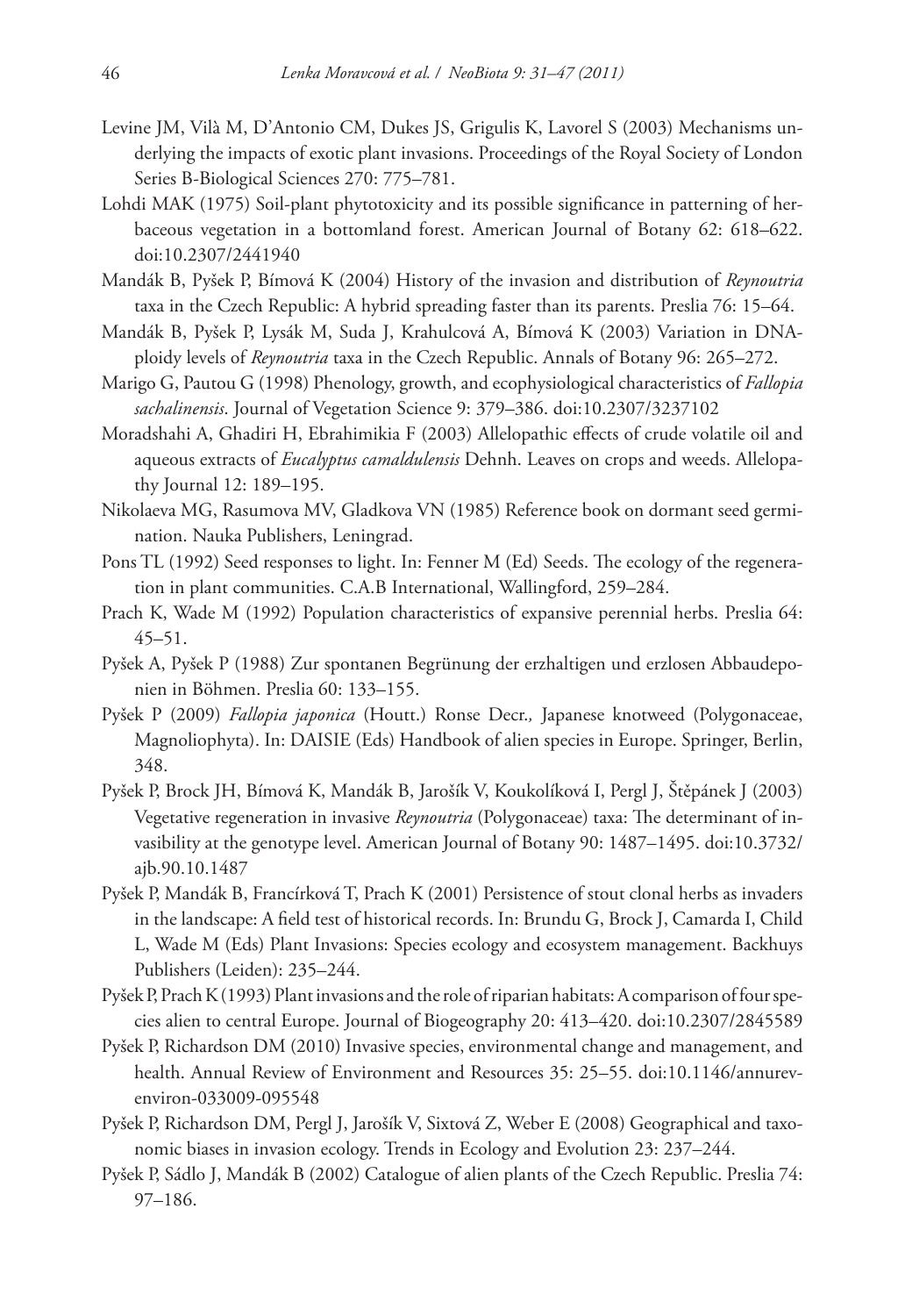Levine JM, Vilà M, D'Antonio CM, Dukes JS, Grigulis K, Lavorel S (2003) Mechanisms underlying the impacts of exotic plant invasions. Proceedings of the Royal Society of London Series B-Biological Sciences 270: 775–781.

Lohdi MAK (1975) Soil-plant phytotoxicity and its possible significance in patterning of herbaceous vegetation in a bottomland forest. American Journal of Botany 62: 618–622. doi:10.2307/2441940

Mandák B, Pyšek P, Bímová K (2004) History of the invasion and distribution of *Reynoutria* taxa in the Czech Republic: A hybrid spreading faster than its parents. Preslia 76: 15–64.

Mandák B, Pyšek P, Lysák M, Suda J, Krahulcová A, Bímová K (2003) Variation in DNA-ploidy levels of *Reynoutria* taxa in the Czech Republic. Annals of Botany 96: 265–272.

Marigo G, Pautou G (1998) Phenology, growth, and ecophysiological characteristics of *Fallopia sachalinensis*. Journal of Vegetation Science 9: 379–386. doi:10.2307/3237102

Moradshahi A, Ghadiri H, Ebrahimikia F (2003) Allelopathic effects of crude volatile oil and aqueous extracts of *Eucalyptus camaldulensis* Dehnh. Leaves on crops and weeds. Allelopathy Journal 12: 189–195.

Nikolaeva MG, Rasumova MV, Gladkova VN (1985) Reference book on dormant seed germination. Nauka Publishers, Leningrad.

Pons TL (1992) Seed responses to light. In: Fenner M (Ed) Seeds. The ecology of the regeneration in plant communities. C.A.B International, Wallingford, 259–284.

Prach K, Wade M (1992) Population characteristics of expansive perennial herbs. Preslia 64: 45–51.

Pyšek A, Pyšek P (1988) Zur spontanen Begrünung der erzhaltigen und erzlosen Abbaudeponien in Böhmen. Preslia 60: 133–155.

Pyšek P (2009) *Fallopia japonica* (Houtt.) Ronse Decr.*,* Japanese knotweed (Polygonaceae, Magnoliophyta). In: DAISIE (Eds) Handbook of alien species in Europe. Springer, Berlin, 348.

Pyšek P, Brock JH, Bímová K, Mandák B, Jarošík V, Koukolíková I, Pergl J, Štěpánek J (2003) Vegetative regeneration in invasive *Reynoutria* (Polygonaceae) taxa: The determinant of invasibility at the genotype level. American Journal of Botany 90: 1487–1495. doi:10.3732/ajb.90.10.1487

Pyšek P, Mandák B, Francírková T, Prach K (2001) Persistence of stout clonal herbs as invaders in the landscape: A field test of historical records. In: Brundu G, Brock J, Camarda I, Child L, Wade M (Eds) Plant Invasions: Species ecology and ecosystem management. Backhuys Publishers (Leiden): 235–244.

Pyšek P, Prach K (1993) Plant invasions and the role of riparian habitats: A comparison of four species alien to central Europe. Journal of Biogeography 20: 413–420. doi:10.2307/2845589

Pyšek P, Richardson DM (2010) Invasive species, environmental change and management, and health. Annual Review of Environment and Resources 35: 25–55. doi:10.1146/annurev-environ-033009-095548

Pyšek P, Richardson DM, Pergl J, Jarošík V, Sixtová Z, Weber E (2008) Geographical and taxonomic biases in invasion ecology. Trends in Ecology and Evolution 23: 237–244.

Pyšek P, Sádlo J, Mandák B (2002) Catalogue of alien plants of the Czech Republic. Preslia 74: 97–186.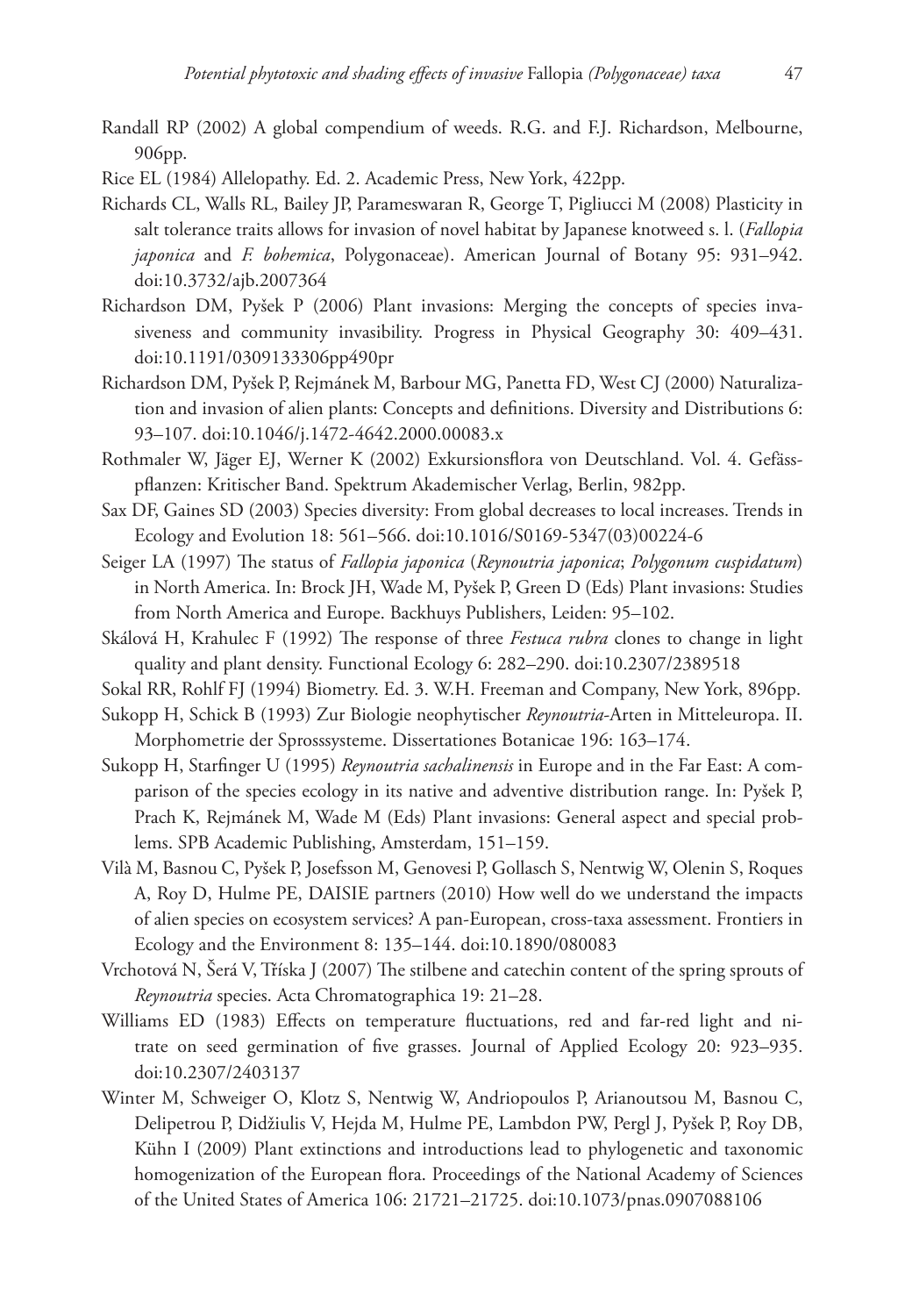Randall RP (2002) A global compendium of weeds. R.G. and F.J. Richardson, Melbourne, 906pp.

Rice EL (1984) Allelopathy. Ed. 2. Academic Press, New York, 422pp.

Richards CL, Walls RL, Bailey JP, Parameswaran R, George T, Pigliucci M (2008) Plasticity in salt tolerance traits allows for invasion of novel habitat by Japanese knotweed s. l. (*Fallopia japonica* and *F. bohemica*, Polygonaceae). American Journal of Botany 95: 931–942. doi:10.3732/ajb.2007364

Richardson DM, Pyšek P (2006) Plant invasions: Merging the concepts of species invasiveness and community invasibility. Progress in Physical Geography 30: 409–431. doi:10.1191/0309133306pp490pr

Richardson DM, Pyšek P, Rejmánek M, Barbour MG, Panetta FD, West CJ (2000) Naturalization and invasion of alien plants: Concepts and definitions. Diversity and Distributions 6: 93–107. doi:10.1046/j.1472-4642.2000.00083.x

Rothmaler W, Jäger EJ, Werner K (2002) Exkursionsflora von Deutschland. Vol. 4. Gefässpflanzen: Kritischer Band. Spektrum Akademischer Verlag, Berlin, 982pp.

Sax DF, Gaines SD (2003) Species diversity: From global decreases to local increases. Trends in Ecology and Evolution 18: 561–566. doi:10.1016/S0169-5347(03)00224-6

Seiger LA (1997) The status of *Fallopia japonica* (*Reynoutria japonica*; *Polygonum cuspidatum*) in North America. In: Brock JH, Wade M, Pyšek P, Green D (Eds) Plant invasions: Studies from North America and Europe. Backhuys Publishers, Leiden: 95–102.

Skálová H, Krahulec F (1992) The response of three *Festuca rubra* clones to change in light quality and plant density. Functional Ecology 6: 282–290. doi:10.2307/2389518

Sokal RR, Rohlf FJ (1994) Biometry. Ed. 3. W.H. Freeman and Company, New York, 896pp.

Sukopp H, Schick B (1993) Zur Biologie neophytischer *Reynoutria*-Arten in Mitteleuropa. II. Morphometrie der Sprosssysteme. Dissertationes Botanicae 196: 163–174.

Sukopp H, Starfinger U (1995) *Reynoutria sachalinensis* in Europe and in the Far East: A comparison of the species ecology in its native and adventive distribution range. In: Pyšek P, Prach K, Rejmánek M, Wade M (Eds) Plant invasions: General aspect and special problems. SPB Academic Publishing, Amsterdam, 151–159.

Vilà M, Basnou C, Pyšek P, Josefsson M, Genovesi P, Gollasch S, Nentwig W, Olenin S, Roques A, Roy D, Hulme PE, DAISIE partners (2010) How well do we understand the impacts of alien species on ecosystem services? A pan-European, cross-taxa assessment. Frontiers in Ecology and the Environment 8: 135–144. doi:10.1890/080083

Vrchotová N, Šerá V, Tříska J (2007) The stilbene and catechin content of the spring sprouts of *Reynoutria* species. Acta Chromatographica 19: 21–28.

Williams ED (1983) Effects on temperature fluctuations, red and far-red light and nitrate on seed germination of five grasses. Journal of Applied Ecology 20: 923–935. doi:10.2307/2403137

Winter M, Schweiger O, Klotz S, Nentwig W, Andriopoulos P, Arianoutsou M, Basnou C, Delipetrou P, Didžiulis V, Hejda M, Hulme PE, Lambdon PW, Pergl J, Pyšek P, Roy DB, Kühn I (2009) Plant extinctions and introductions lead to phylogenetic and taxonomic homogenization of the European flora. Proceedings of the National Academy of Sciences of the United States of America 106: 21721–21725. doi:10.1073/pnas.0907088106